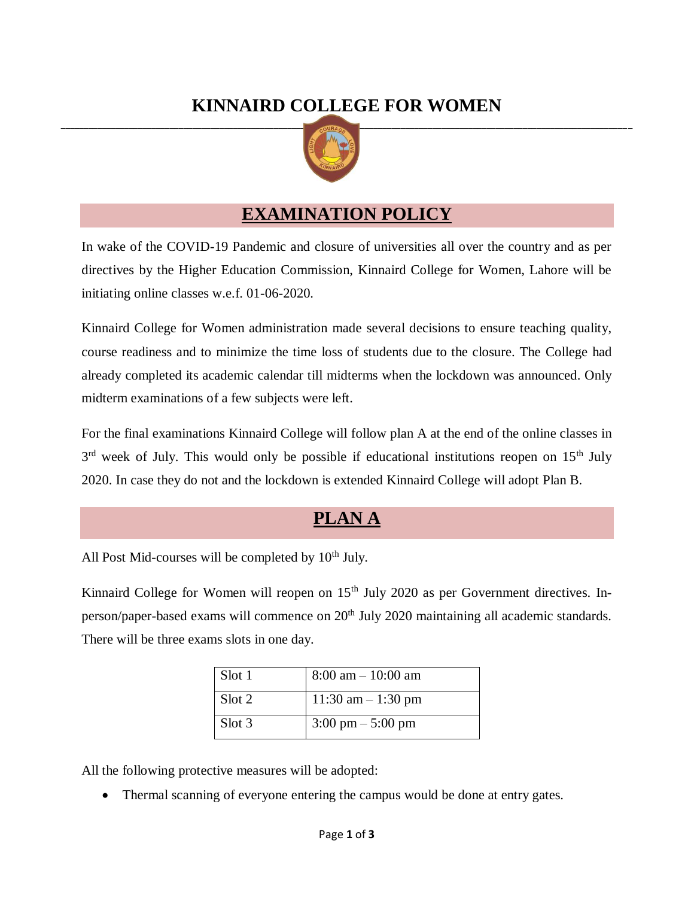# KINNAIRD COLLEGE FOR WOMEN

## EXAMINATION POLICY

In wake of the COVID-19 Pandemic and closure of universities all over the country and as per directives by the Higher Education Commission, Kinnaird College for Women, Lahore will be initiating online classes w.e.f. 01-06-2020.

Kinnaird College for Women administration made several decisions to ensure teaching quality, course readiness and to minimize the time loss of students due to the closure. The College had already completed its academic calendar till midterms when the lockdown was announced. Only midterm examinations of a few subjects were left.

For the final examinations Kinnaird College will follow plan A at the end of the online classes in 3rd week of July. This would only be possible if educational institutions reopen on 15th July 2020. In case they do not and the lockdown is extended Kinnaird College will adopt Plan B.

## PLAN A

All Post Mid-courses will be completed by 10th July.

Kinnaird College for Women will reopen on 15th July 2020 as per Government directives. In-person/paper-based exams will commence on 20th July 2020 maintaining all academic standards. There will be three exams slots in one day.

| Slot 1 | 8:00 am – 10:00 am |
|---|---|
| Slot 2 | 11:30 am – 1:30 pm |
| Slot 3 | 3:00 pm – 5:00 pm |

All the following protective measures will be adopted:

- Thermal scanning of everyone entering the campus would be done at entry gates.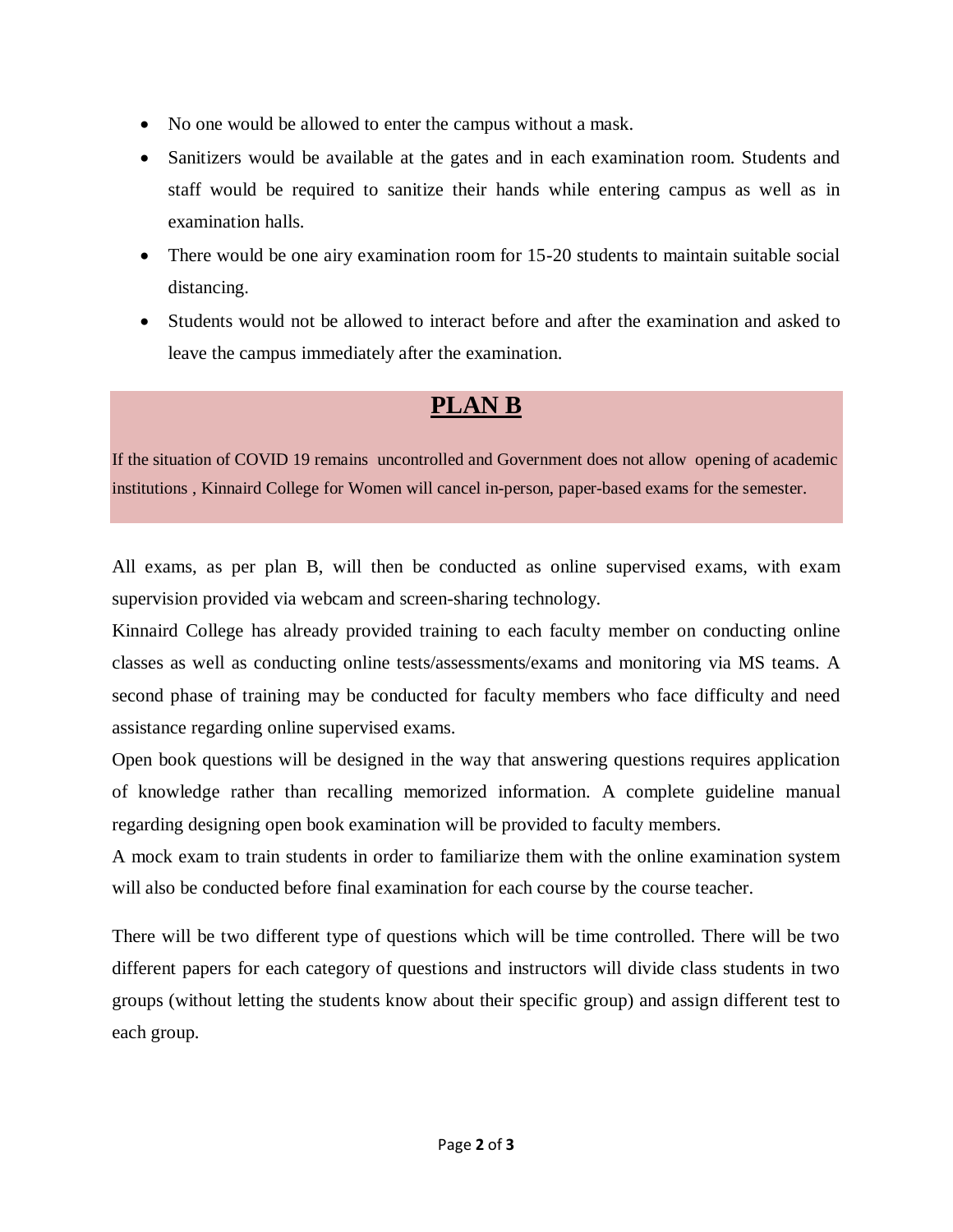- No one would be allowed to enter the campus without a mask.
- Sanitizers would be available at the gates and in each examination room. Students and staff would be required to sanitize their hands while entering campus as well as in examination halls.
- There would be one airy examination room for 15-20 students to maintain suitable social distancing.
- Students would not be allowed to interact before and after the examination and asked to leave the campus immediately after the examination.

## **PLAN B**

If the situation of COVID 19 remains uncontrolled and Government does not allow opening of academic institutions , Kinnaird College for Women will cancel in-person, paper-based exams for the semester.

All exams, as per plan B, will then be conducted as online supervised exams, with exam supervision provided via webcam and screen-sharing technology.

Kinnaird College has already provided training to each faculty member on conducting online classes as well as conducting online tests/assessments/exams and monitoring via MS teams. A second phase of training may be conducted for faculty members who face difficulty and need assistance regarding online supervised exams.

Open book questions will be designed in the way that answering questions requires application of knowledge rather than recalling memorized information. A complete guideline manual regarding designing open book examination will be provided to faculty members.

A mock exam to train students in order to familiarize them with the online examination system will also be conducted before final examination for each course by the course teacher.

There will be two different type of questions which will be time controlled. There will be two different papers for each category of questions and instructors will divide class students in two groups (without letting the students know about their specific group) and assign different test to each group.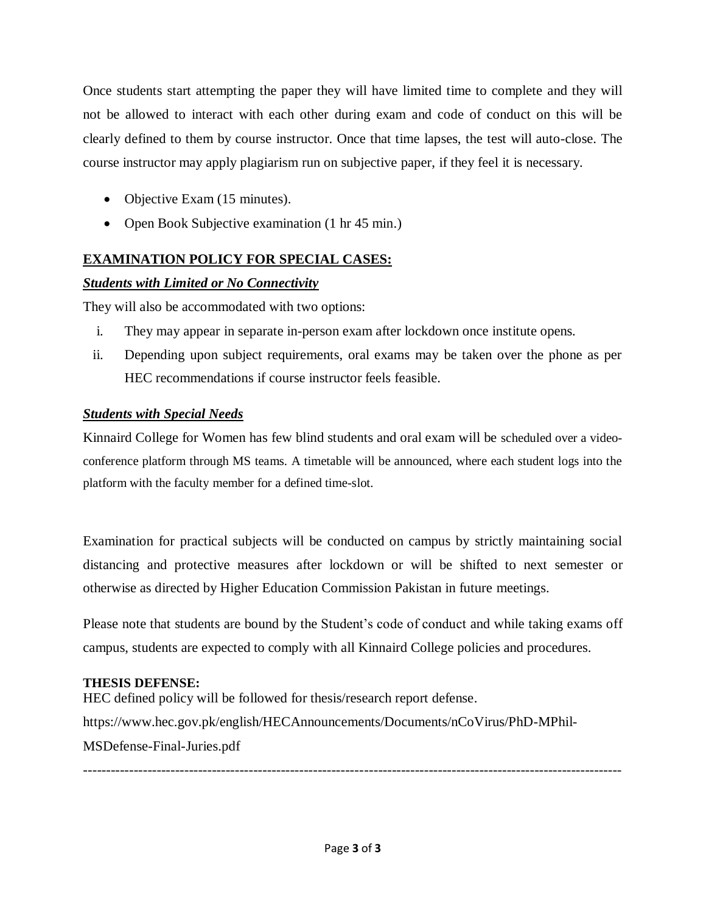Once students start attempting the paper they will have limited time to complete and they will not be allowed to interact with each other during exam and code of conduct on this will be clearly defined to them by course instructor. Once that time lapses, the test will auto-close. The course instructor may apply plagiarism run on subjective paper, if they feel it is necessary.

- Objective Exam (15 minutes).
- Open Book Subjective examination (1 hr 45 min.)

## EXAMINATION POLICY FOR SPECIAL CASES:

***Students with Limited or No Connectivity***

They will also be accommodated with two options:

i. They may appear in separate in-person exam after lockdown once institute opens.
ii. Depending upon subject requirements, oral exams may be taken over the phone as per HEC recommendations if course instructor feels feasible.

***Students with Special Needs***

Kinnaird College for Women has few blind students and oral exam will be scheduled over a video-conference platform through MS teams. A timetable will be announced, where each student logs into the platform with the faculty member for a defined time-slot.

Examination for practical subjects will be conducted on campus by strictly maintaining social distancing and protective measures after lockdown or will be shifted to next semester or otherwise as directed by Higher Education Commission Pakistan in future meetings.

Please note that students are bound by the Student's code of conduct and while taking exams off campus, students are expected to comply with all Kinnaird College policies and procedures.

**THESIS DEFENSE:**

HEC defined policy will be followed for thesis/research report defense.

https://www.hec.gov.pk/english/HECAnnouncements/Documents/nCoVirus/PhD-MPhil-MSDefense-Final-Juries.pdf

---